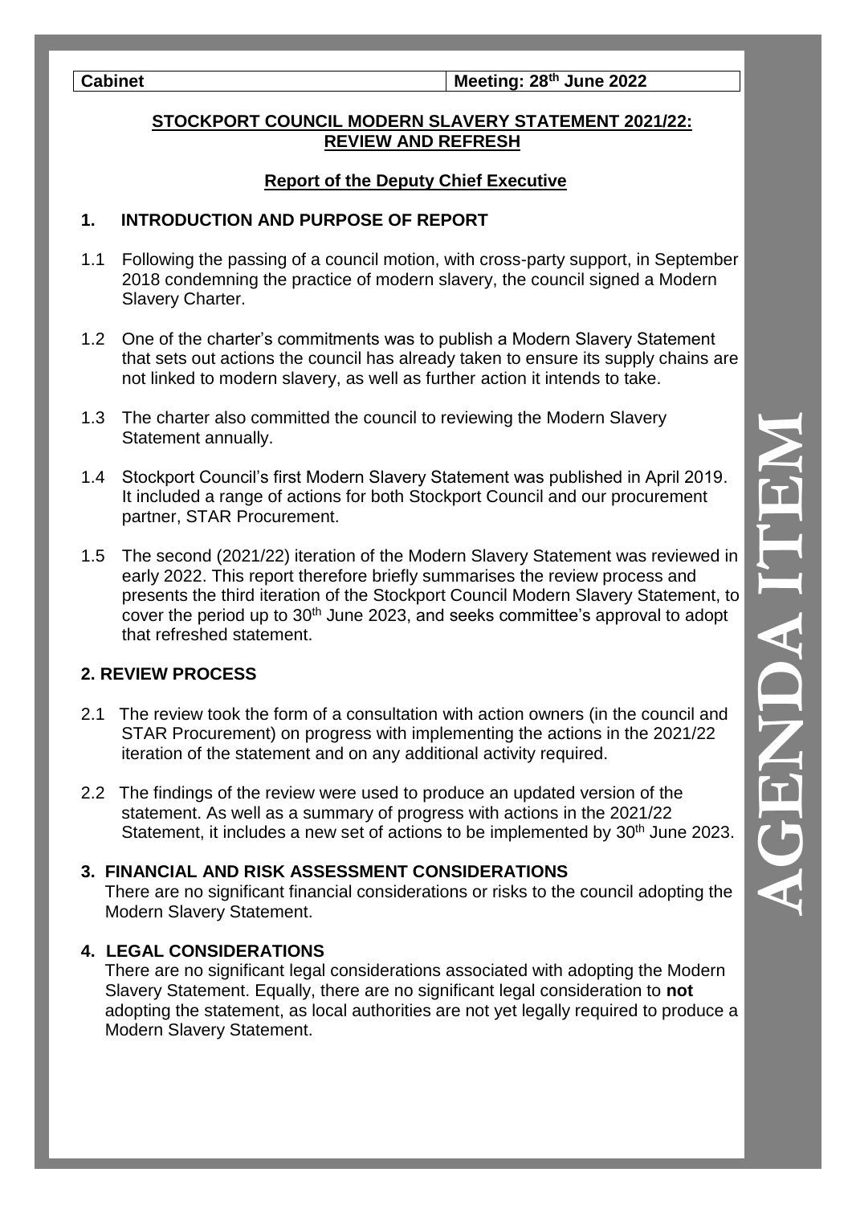| Cabinet | Meeting: 28th June 2022 |
|---|---|

## STOCKPORT COUNCIL MODERN SLAVERY STATEMENT 2021/22: REVIEW AND REFRESH

### Report of the Deputy Chief Executive

### 1. INTRODUCTION AND PURPOSE OF REPORT

1.1 Following the passing of a council motion, with cross-party support, in September 2018 condemning the practice of modern slavery, the council signed a Modern Slavery Charter.

1.2 One of the charter's commitments was to publish a Modern Slavery Statement that sets out actions the council has already taken to ensure its supply chains are not linked to modern slavery, as well as further action it intends to take.

1.3 The charter also committed the council to reviewing the Modern Slavery Statement annually.

1.4 Stockport Council's first Modern Slavery Statement was published in April 2019. It included a range of actions for both Stockport Council and our procurement partner, STAR Procurement.

1.5 The second (2021/22) iteration of the Modern Slavery Statement was reviewed in early 2022. This report therefore briefly summarises the review process and presents the third iteration of the Stockport Council Modern Slavery Statement, to cover the period up to 30th June 2023, and seeks committee's approval to adopt that refreshed statement.

### 2. REVIEW PROCESS

2.1 The review took the form of a consultation with action owners (in the council and STAR Procurement) on progress with implementing the actions in the 2021/22 iteration of the statement and on any additional activity required.

2.2 The findings of the review were used to produce an updated version of the statement. As well as a summary of progress with actions in the 2021/22 Statement, it includes a new set of actions to be implemented by 30th June 2023.

### 3. FINANCIAL AND RISK ASSESSMENT CONSIDERATIONS

There are no significant financial considerations or risks to the council adopting the Modern Slavery Statement.

### 4. LEGAL CONSIDERATIONS

There are no significant legal considerations associated with adopting the Modern Slavery Statement. Equally, there are no significant legal consideration to **not** adopting the statement, as local authorities are not yet legally required to produce a Modern Slavery Statement.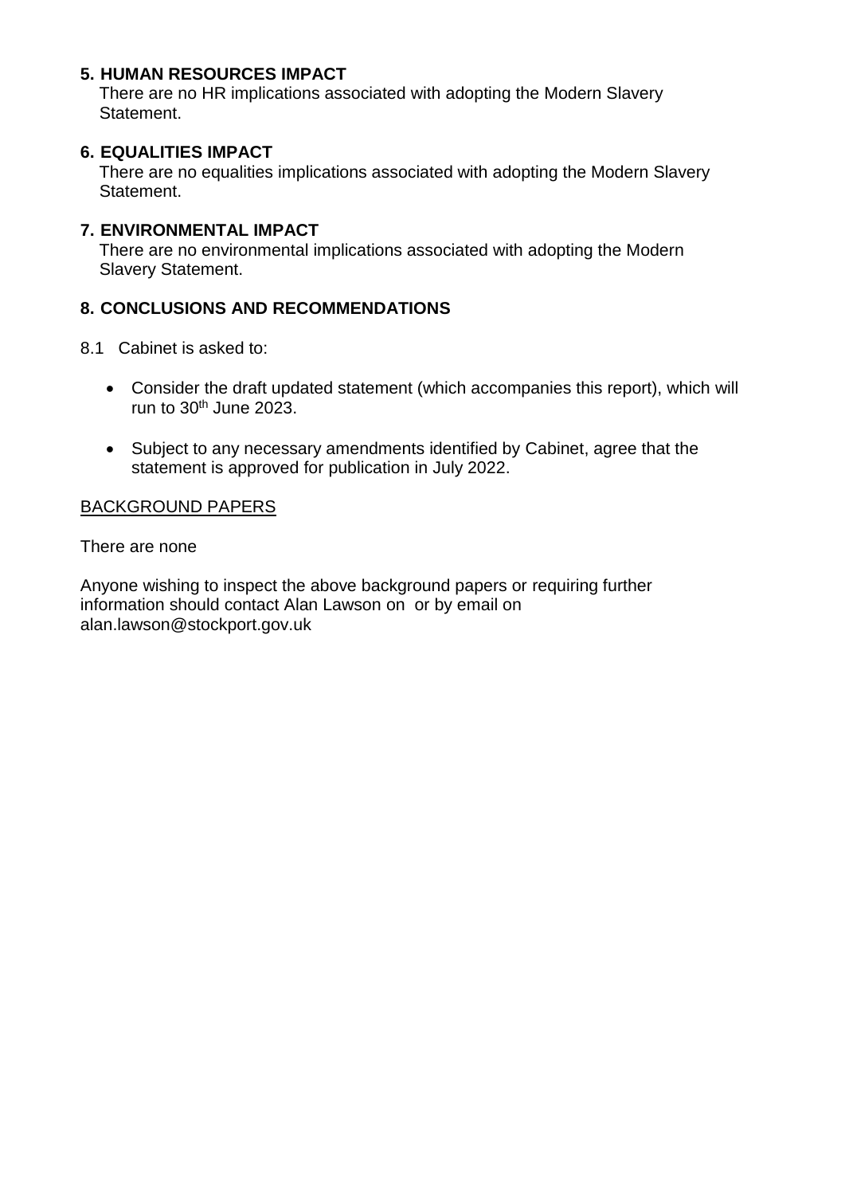## 5. HUMAN RESOURCES IMPACT

There are no HR implications associated with adopting the Modern Slavery Statement.

## 6. EQUALITIES IMPACT

There are no equalities implications associated with adopting the Modern Slavery Statement.

## 7. ENVIRONMENTAL IMPACT

There are no environmental implications associated with adopting the Modern Slavery Statement.

## 8. CONCLUSIONS AND RECOMMENDATIONS

8.1 Cabinet is asked to:

- Consider the draft updated statement (which accompanies this report), which will run to 30th June 2023.
- Subject to any necessary amendments identified by Cabinet, agree that the statement is approved for publication in July 2022.

BACKGROUND PAPERS

There are none

Anyone wishing to inspect the above background papers or requiring further information should contact Alan Lawson on  or by email on alan.lawson@stockport.gov.uk